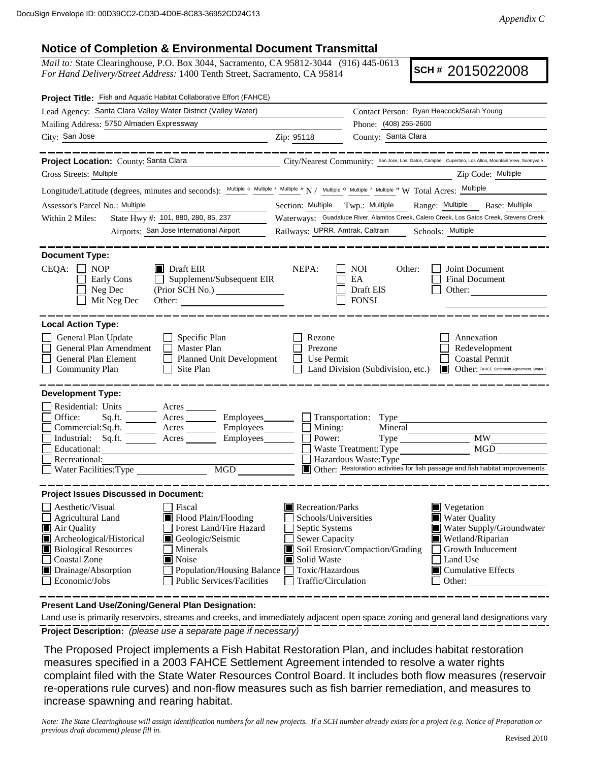DocuSign Envelope ID: 00D39CC2-CD3D-4D0E-8C83-36952CD24C13

*Appendix C*

# Notice of Completion & Environmental Document Transmittal

*Mail to:* State Clearinghouse, P.O. Box 3044, Sacramento, CA 95812-3044 (916) 445-0613
*For Hand Delivery/Street Address:* 1400 Tenth Street, Sacramento, CA 95814

**SCH # 2015022008**

**Project Title:** Fish and Aquatic Habitat Collaborative Effort (FAHCE)

Lead Agency: Santa Clara Valley Water District (Valley Water)
Contact Person: Ryan Heacock/Sarah Young
Mailing Address: 5750 Almaden Expressway
Phone: (408) 265-2600
City: San Jose
Zip: 95118
County: Santa Clara

---

**Project Location:** County: Santa Clara
City/Nearest Community: San Jose, Los, Gatos, Campbell, Cupertino, Los Altos, Mountain View, Sunnyvale
Cross Streets: Multiple
Zip Code: Multiple
Longitude/Latitude (degrees, minutes and seconds): Multiple ° Multiple ′ Multiple ″ N / Multiple ° Multiple ′ Multiple ″ W Total Acres: Multiple
Assessor's Parcel No.: Multiple
Section: Multiple Twp.: Multiple Range: Multiple Base: Multiple
Within 2 Miles: State Hwy #: 101, 880, 280, 85, 237
Waterways: Guadalupe River, Alamitos Creek, Calero Creek, Los Gatos Creek, Stevens Creek
Airports: San Jose International Airport
Railways: UPRR, Amtrak, Caltrain
Schools: Multiple

---

**Document Type:**

CEQA:
- [ ] NOP
- [ ] Early Cons
- [ ] Neg Dec
- [ ] Mit Neg Dec
- [x] Draft EIR
- [ ] Supplement/Subsequent EIR (Prior SCH No.) ______
- Other: ______

NEPA:
- [ ] NOI
- [ ] EA
- [ ] Draft EIS
- [ ] FONSI

Other:
- [ ] Joint Document
- [ ] Final Document
- [ ] Other: ______

---

**Local Action Type:**

- [ ] General Plan Update
- [ ] General Plan Amendment
- [ ] General Plan Element
- [ ] Community Plan
- [ ] Specific Plan
- [ ] Master Plan
- [ ] Planned Unit Development
- [ ] Site Plan
- [ ] Rezone
- [ ] Prezone
- [ ] Use Permit
- [ ] Land Division (Subdivision, etc.)
- [ ] Annexation
- [ ] Redevelopment
- [ ] Coastal Permit
- [x] Other: FAHCE Settlement Agreement, Water F

---

**Development Type:**

- [ ] Residential: Units ______ Acres ______
- [ ] Office: Sq.ft. ______ Acres ______ Employees ______
- [ ] Commercial: Sq.ft. ______ Acres ______ Employees ______
- [ ] Industrial: Sq.ft. ______ Acres ______ Employees ______
- [ ] Educational: ______
- [ ] Recreational: ______
- [ ] Water Facilities: Type ______ MGD ______
- [ ] Transportation: Type ______
- [ ] Mining: Mineral ______
- [ ] Power: Type ______ MW ______
- [ ] Waste Treatment: Type ______ MGD ______
- [ ] Hazardous Waste: Type ______
- [x] Other: Restoration activities for fish passage and fish habitat improvements

---

**Project Issues Discussed in Document:**

- [ ] Aesthetic/Visual
- [ ] Agricultural Land
- [x] Air Quality
- [x] Archeological/Historical
- [x] Biological Resources
- [ ] Coastal Zone
- [x] Drainage/Absorption
- [ ] Economic/Jobs
- [ ] Fiscal
- [x] Flood Plain/Flooding
- [ ] Forest Land/Fire Hazard
- [x] Geologic/Seismic
- [ ] Minerals
- [x] Noise
- [ ] Population/Housing Balance
- [ ] Public Services/Facilities
- [x] Recreation/Parks
- [ ] Schools/Universities
- [ ] Septic Systems
- [ ] Sewer Capacity
- [x] Soil Erosion/Compaction/Grading
- [x] Solid Waste
- [ ] Toxic/Hazardous
- [ ] Traffic/Circulation
- [x] Vegetation
- [x] Water Quality
- [x] Water Supply/Groundwater
- [x] Wetland/Riparian
- [ ] Growth Inducement
- [ ] Land Use
- [x] Cumulative Effects
- [ ] Other: ______

---

**Present Land Use/Zoning/General Plan Designation:**

Land use is primarily reservoirs, streams and creeks, and immediately adjacent open space zoning and general land designations vary

**Project Description:** *(please use a separate page if necessary)*

The Proposed Project implements a Fish Habitat Restoration Plan, and includes habitat restoration measures specified in a 2003 FAHCE Settlement Agreement intended to resolve a water rights complaint filed with the State Water Resources Control Board. It includes both flow measures (reservoir re-operations rule curves) and non-flow measures such as fish barrier remediation, and measures to increase spawning and rearing habitat.

*Note: The State Clearinghouse will assign identification numbers for all new projects. If a SCH number already exists for a project (e.g. Notice of Preparation or previous draft document) please fill in.*

Revised 2010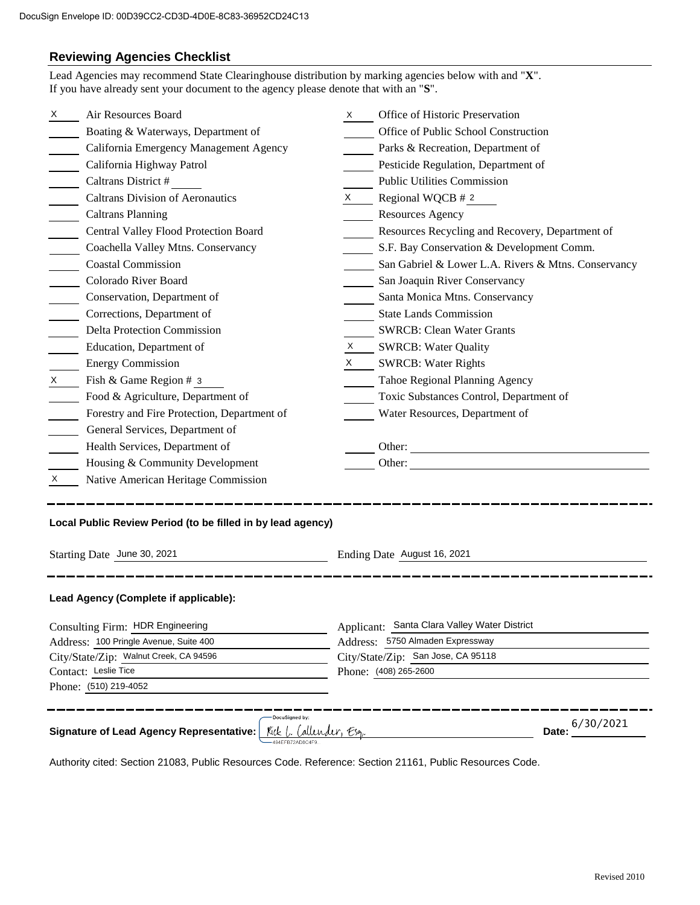DocuSign Envelope ID: 00D39CC2-CD3D-4D0E-8C83-36952CD24C13

## Reviewing Agencies Checklist

Lead Agencies may recommend State Clearinghouse distribution by marking agencies below with and "**X**".
If you have already sent your document to the agency please denote that with an "**S**".

| | | | |
|---|---|---|---|
| X | Air Resources Board | X | Office of Historic Preservation |
| | Boating & Waterways, Department of | | Office of Public School Construction |
| | California Emergency Management Agency | | Parks & Recreation, Department of |
| | California Highway Patrol | | Pesticide Regulation, Department of |
| | Caltrans District # | | Public Utilities Commission |
| | Caltrans Division of Aeronautics | X | Regional WQCB # 2 |
| | Caltrans Planning | | Resources Agency |
| | Central Valley Flood Protection Board | | Resources Recycling and Recovery, Department of |
| | Coachella Valley Mtns. Conservancy | | S.F. Bay Conservation & Development Comm. |
| | Coastal Commission | | San Gabriel & Lower L.A. Rivers & Mtns. Conservancy |
| | Colorado River Board | | San Joaquin River Conservancy |
| | Conservation, Department of | | Santa Monica Mtns. Conservancy |
| | Corrections, Department of | | State Lands Commission |
| | Delta Protection Commission | | SWRCB: Clean Water Grants |
| | Education, Department of | X | SWRCB: Water Quality |
| | Energy Commission | X | SWRCB: Water Rights |
| X | Fish & Game Region # 3 | | Tahoe Regional Planning Agency |
| | Food & Agriculture, Department of | | Toxic Substances Control, Department of |
| | Forestry and Fire Protection, Department of | | Water Resources, Department of |
| | General Services, Department of | | |
| | Health Services, Department of | | Other: |
| | Housing & Community Development | | Other: |
| X | Native American Heritage Commission | | |

---

**Local Public Review Period (to be filled in by lead agency)**

Starting Date June 30, 2021 Ending Date August 16, 2021

---

**Lead Agency (Complete if applicable):**

Consulting Firm: HDR Engineering
Address: 100 Pringle Avenue, Suite 400
City/State/Zip: Walnut Creek, CA 94596
Contact: Leslie Tice
Phone: (510) 219-4052

Applicant: Santa Clara Valley Water District
Address: 5750 Almaden Expressway
City/State/Zip: San Jose, CA 95118
Phone: (408) 265-2600

---

**Signature of Lead Agency Representative:** DocuSigned by: Rick L. Callender, Esq. 494EFB72AD8C4F9 **Date:** 6/30/2021

Authority cited: Section 21083, Public Resources Code. Reference: Section 21161, Public Resources Code.

Revised 2010